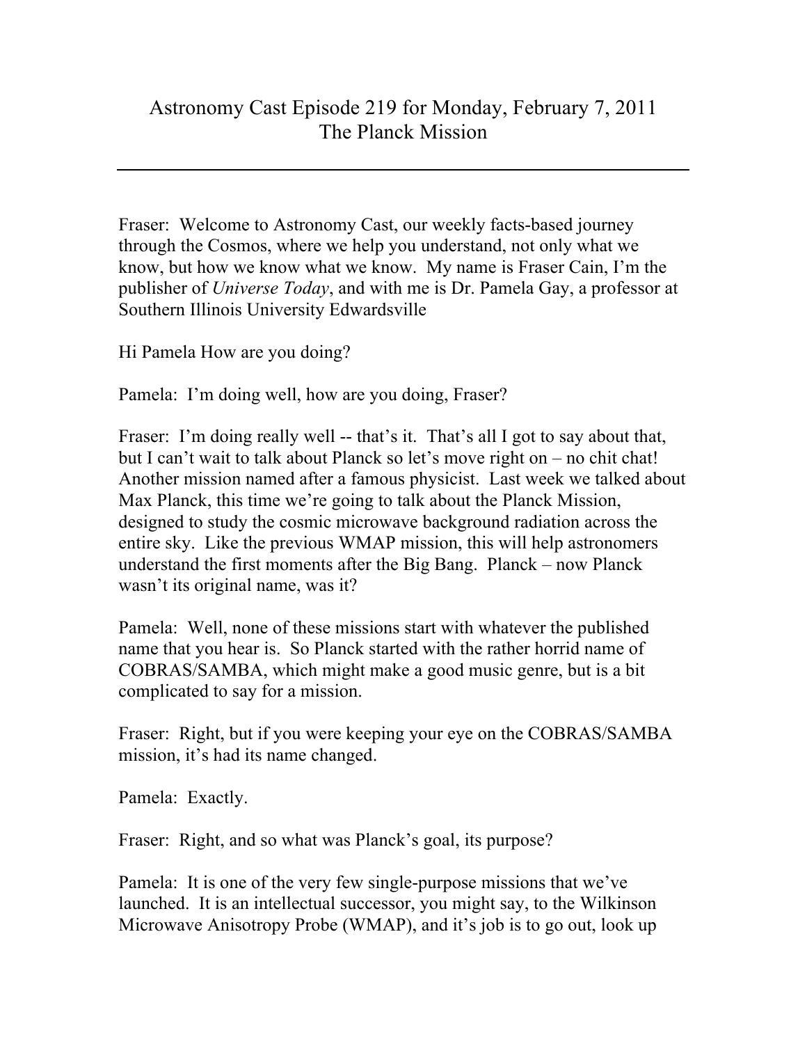# Astronomy Cast Episode 219 for Monday, February 7, 2011
# The Planck Mission

---

Fraser: Welcome to Astronomy Cast, our weekly facts-based journey through the Cosmos, where we help you understand, not only what we know, but how we know what we know. My name is Fraser Cain, I'm the publisher of *Universe Today*, and with me is Dr. Pamela Gay, a professor at Southern Illinois University Edwardsville

Hi Pamela How are you doing?

Pamela: I'm doing well, how are you doing, Fraser?

Fraser: I'm doing really well -- that's it. That's all I got to say about that, but I can't wait to talk about Planck so let's move right on – no chit chat! Another mission named after a famous physicist. Last week we talked about Max Planck, this time we're going to talk about the Planck Mission, designed to study the cosmic microwave background radiation across the entire sky. Like the previous WMAP mission, this will help astronomers understand the first moments after the Big Bang. Planck – now Planck wasn't its original name, was it?

Pamela: Well, none of these missions start with whatever the published name that you hear is. So Planck started with the rather horrid name of COBRAS/SAMBA, which might make a good music genre, but is a bit complicated to say for a mission.

Fraser: Right, but if you were keeping your eye on the COBRAS/SAMBA mission, it's had its name changed.

Pamela: Exactly.

Fraser: Right, and so what was Planck's goal, its purpose?

Pamela: It is one of the very few single-purpose missions that we've launched. It is an intellectual successor, you might say, to the Wilkinson Microwave Anisotropy Probe (WMAP), and it's job is to go out, look up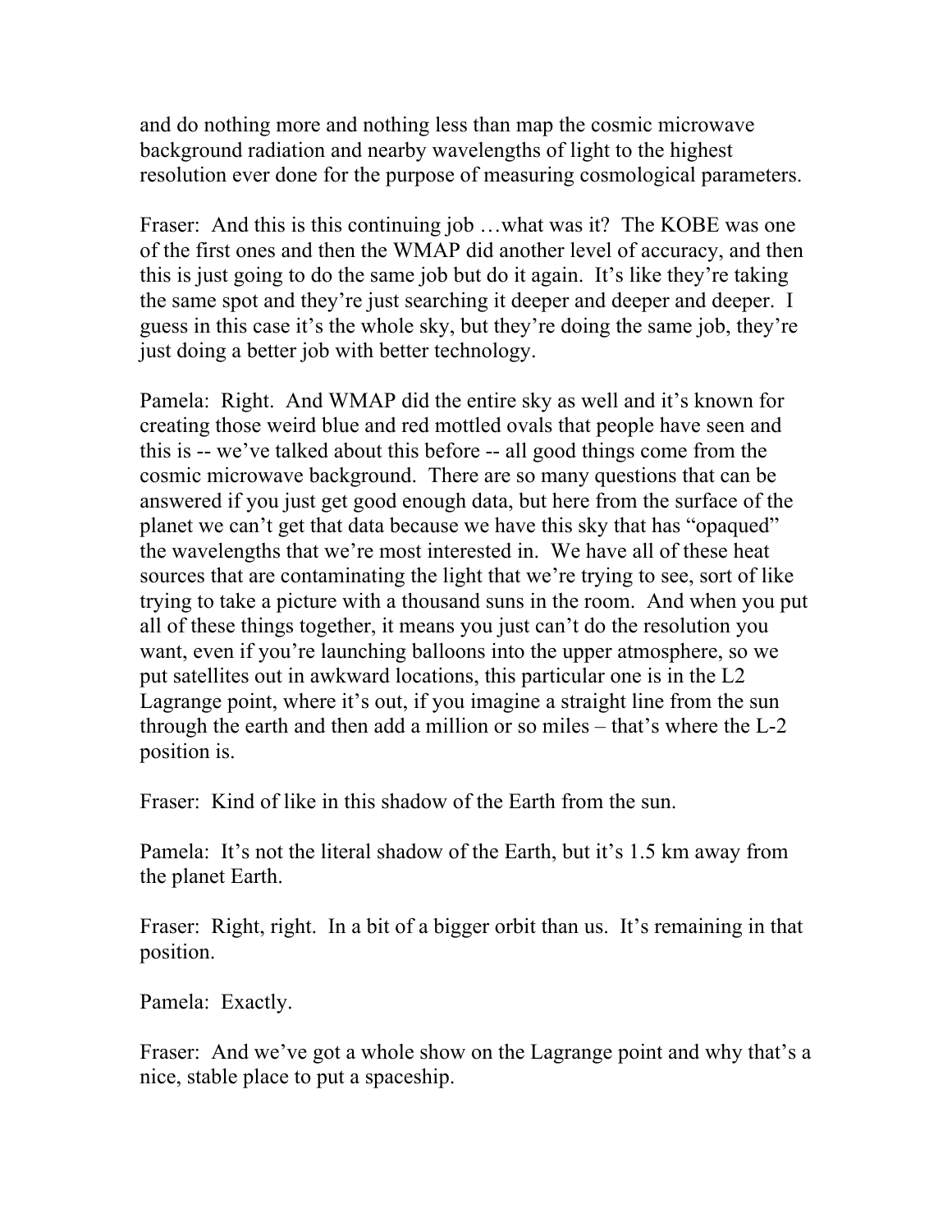and do nothing more and nothing less than map the cosmic microwave background radiation and nearby wavelengths of light to the highest resolution ever done for the purpose of measuring cosmological parameters.

Fraser: And this is this continuing job …what was it? The KOBE was one of the first ones and then the WMAP did another level of accuracy, and then this is just going to do the same job but do it again. It's like they're taking the same spot and they're just searching it deeper and deeper and deeper. I guess in this case it's the whole sky, but they're doing the same job, they're just doing a better job with better technology.

Pamela: Right. And WMAP did the entire sky as well and it's known for creating those weird blue and red mottled ovals that people have seen and this is -- we've talked about this before -- all good things come from the cosmic microwave background. There are so many questions that can be answered if you just get good enough data, but here from the surface of the planet we can't get that data because we have this sky that has "opaqued" the wavelengths that we're most interested in. We have all of these heat sources that are contaminating the light that we're trying to see, sort of like trying to take a picture with a thousand suns in the room. And when you put all of these things together, it means you just can't do the resolution you want, even if you're launching balloons into the upper atmosphere, so we put satellites out in awkward locations, this particular one is in the L2 Lagrange point, where it's out, if you imagine a straight line from the sun through the earth and then add a million or so miles – that's where the L-2 position is.

Fraser: Kind of like in this shadow of the Earth from the sun.

Pamela: It's not the literal shadow of the Earth, but it's 1.5 km away from the planet Earth.

Fraser: Right, right. In a bit of a bigger orbit than us. It's remaining in that position.

Pamela: Exactly.

Fraser: And we've got a whole show on the Lagrange point and why that's a nice, stable place to put a spaceship.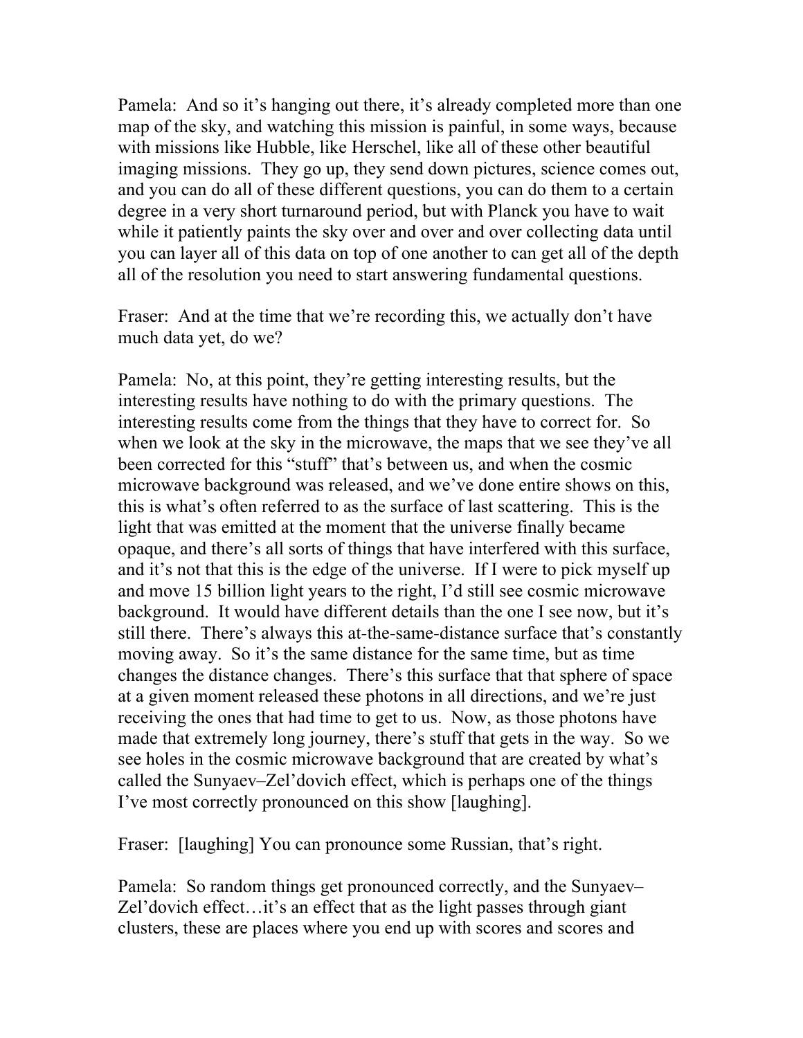Pamela: And so it's hanging out there, it's already completed more than one map of the sky, and watching this mission is painful, in some ways, because with missions like Hubble, like Herschel, like all of these other beautiful imaging missions. They go up, they send down pictures, science comes out, and you can do all of these different questions, you can do them to a certain degree in a very short turnaround period, but with Planck you have to wait while it patiently paints the sky over and over and over collecting data until you can layer all of this data on top of one another to can get all of the depth all of the resolution you need to start answering fundamental questions.

Fraser: And at the time that we're recording this, we actually don't have much data yet, do we?

Pamela: No, at this point, they're getting interesting results, but the interesting results have nothing to do with the primary questions. The interesting results come from the things that they have to correct for. So when we look at the sky in the microwave, the maps that we see they've all been corrected for this "stuff" that's between us, and when the cosmic microwave background was released, and we've done entire shows on this, this is what's often referred to as the surface of last scattering. This is the light that was emitted at the moment that the universe finally became opaque, and there's all sorts of things that have interfered with this surface, and it's not that this is the edge of the universe. If I were to pick myself up and move 15 billion light years to the right, I'd still see cosmic microwave background. It would have different details than the one I see now, but it's still there. There's always this at-the-same-distance surface that's constantly moving away. So it's the same distance for the same time, but as time changes the distance changes. There's this surface that that sphere of space at a given moment released these photons in all directions, and we're just receiving the ones that had time to get to us. Now, as those photons have made that extremely long journey, there's stuff that gets in the way. So we see holes in the cosmic microwave background that are created by what's called the Sunyaev–Zel'dovich effect, which is perhaps one of the things I've most correctly pronounced on this show [laughing].

Fraser: [laughing] You can pronounce some Russian, that's right.

Pamela: So random things get pronounced correctly, and the Sunyaev–Zel'dovich effect…it's an effect that as the light passes through giant clusters, these are places where you end up with scores and scores and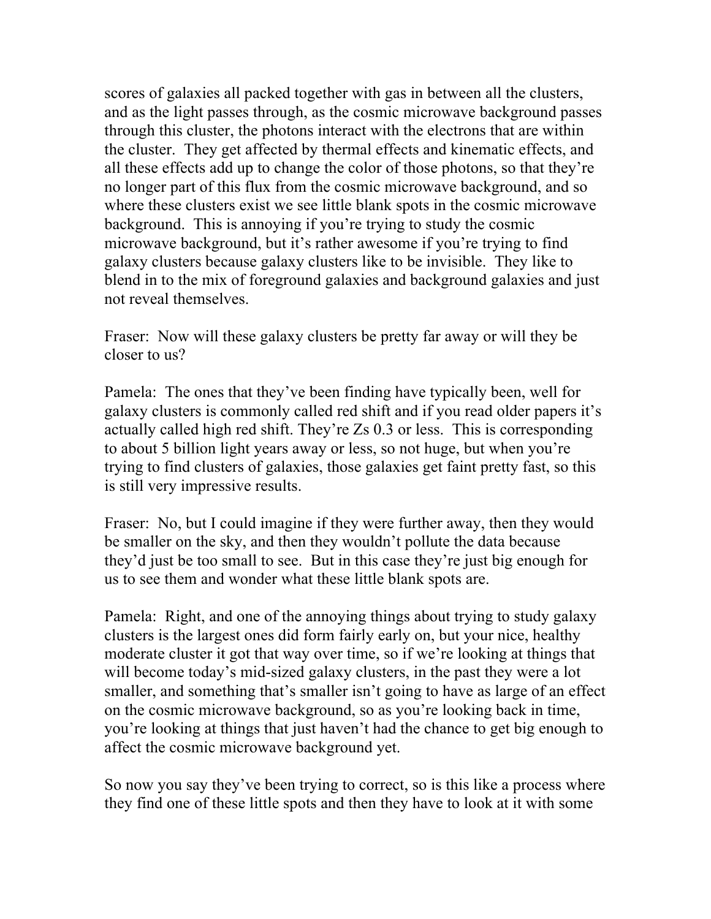scores of galaxies all packed together with gas in between all the clusters, and as the light passes through, as the cosmic microwave background passes through this cluster, the photons interact with the electrons that are within the cluster. They get affected by thermal effects and kinematic effects, and all these effects add up to change the color of those photons, so that they're no longer part of this flux from the cosmic microwave background, and so where these clusters exist we see little blank spots in the cosmic microwave background. This is annoying if you're trying to study the cosmic microwave background, but it's rather awesome if you're trying to find galaxy clusters because galaxy clusters like to be invisible. They like to blend in to the mix of foreground galaxies and background galaxies and just not reveal themselves.

Fraser: Now will these galaxy clusters be pretty far away or will they be closer to us?

Pamela: The ones that they've been finding have typically been, well for galaxy clusters is commonly called red shift and if you read older papers it's actually called high red shift. They're Zs 0.3 or less. This is corresponding to about 5 billion light years away or less, so not huge, but when you're trying to find clusters of galaxies, those galaxies get faint pretty fast, so this is still very impressive results.

Fraser: No, but I could imagine if they were further away, then they would be smaller on the sky, and then they wouldn't pollute the data because they'd just be too small to see. But in this case they're just big enough for us to see them and wonder what these little blank spots are.

Pamela: Right, and one of the annoying things about trying to study galaxy clusters is the largest ones did form fairly early on, but your nice, healthy moderate cluster it got that way over time, so if we're looking at things that will become today's mid-sized galaxy clusters, in the past they were a lot smaller, and something that's smaller isn't going to have as large of an effect on the cosmic microwave background, so as you're looking back in time, you're looking at things that just haven't had the chance to get big enough to affect the cosmic microwave background yet.

So now you say they've been trying to correct, so is this like a process where they find one of these little spots and then they have to look at it with some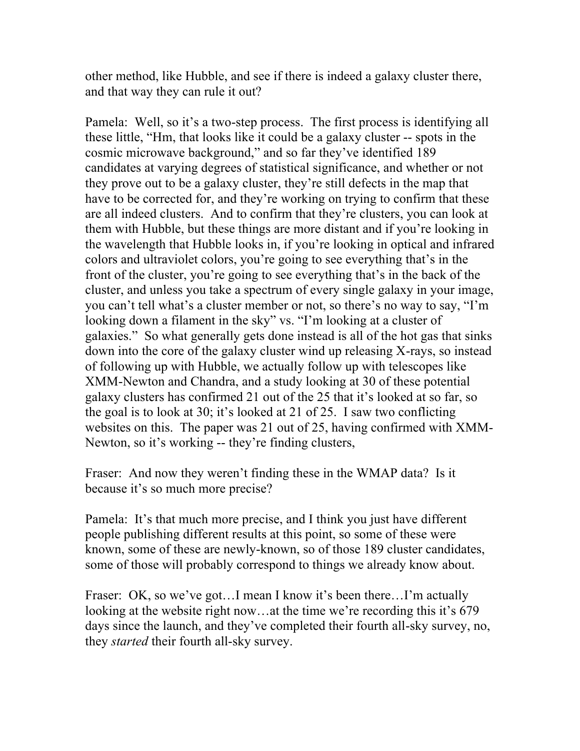other method, like Hubble, and see if there is indeed a galaxy cluster there, and that way they can rule it out?

Pamela: Well, so it's a two-step process. The first process is identifying all these little, "Hm, that looks like it could be a galaxy cluster -- spots in the cosmic microwave background," and so far they've identified 189 candidates at varying degrees of statistical significance, and whether or not they prove out to be a galaxy cluster, they're still defects in the map that have to be corrected for, and they're working on trying to confirm that these are all indeed clusters. And to confirm that they're clusters, you can look at them with Hubble, but these things are more distant and if you're looking in the wavelength that Hubble looks in, if you're looking in optical and infrared colors and ultraviolet colors, you're going to see everything that's in the front of the cluster, you're going to see everything that's in the back of the cluster, and unless you take a spectrum of every single galaxy in your image, you can't tell what's a cluster member or not, so there's no way to say, "I'm looking down a filament in the sky" vs. "I'm looking at a cluster of galaxies." So what generally gets done instead is all of the hot gas that sinks down into the core of the galaxy cluster wind up releasing X-rays, so instead of following up with Hubble, we actually follow up with telescopes like XMM-Newton and Chandra, and a study looking at 30 of these potential galaxy clusters has confirmed 21 out of the 25 that it's looked at so far, so the goal is to look at 30; it's looked at 21 of 25. I saw two conflicting websites on this. The paper was 21 out of 25, having confirmed with XMM-Newton, so it's working -- they're finding clusters,

Fraser: And now they weren't finding these in the WMAP data? Is it because it's so much more precise?

Pamela: It's that much more precise, and I think you just have different people publishing different results at this point, so some of these were known, some of these are newly-known, so of those 189 cluster candidates, some of those will probably correspond to things we already know about.

Fraser: OK, so we've got…I mean I know it's been there…I'm actually looking at the website right now…at the time we're recording this it's 679 days since the launch, and they've completed their fourth all-sky survey, no, they *started* their fourth all-sky survey.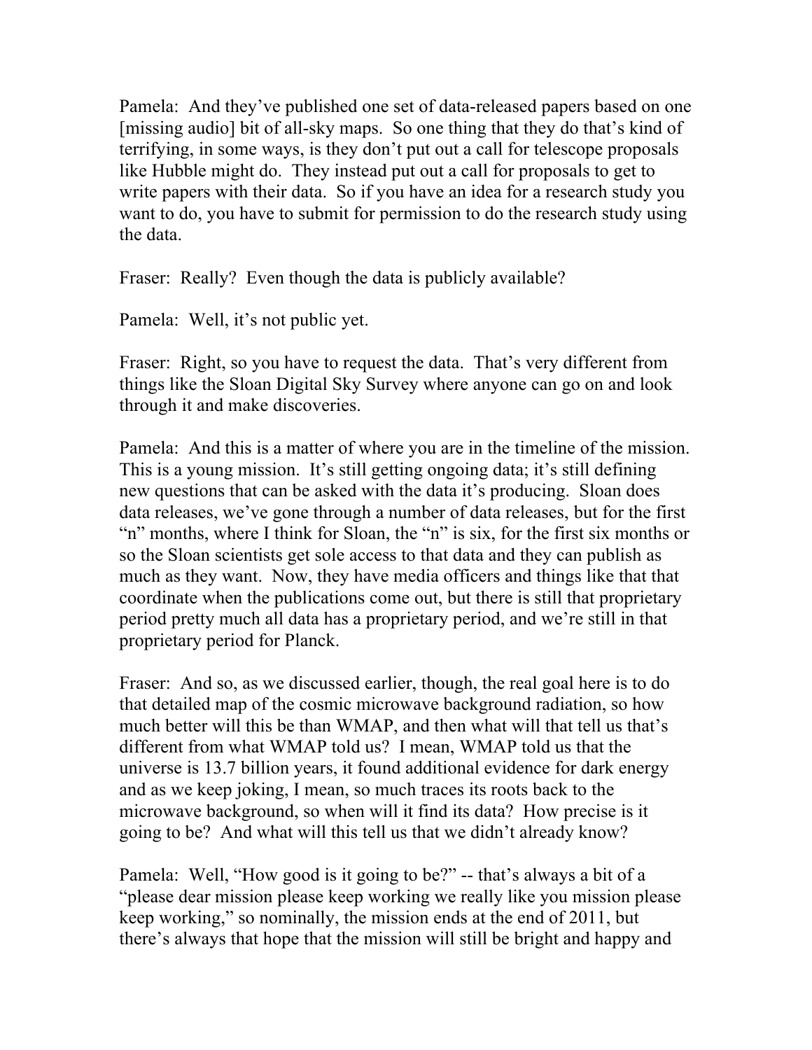Pamela: And they've published one set of data-released papers based on one [missing audio] bit of all-sky maps. So one thing that they do that's kind of terrifying, in some ways, is they don't put out a call for telescope proposals like Hubble might do. They instead put out a call for proposals to get to write papers with their data. So if you have an idea for a research study you want to do, you have to submit for permission to do the research study using the data.

Fraser: Really? Even though the data is publicly available?

Pamela: Well, it's not public yet.

Fraser: Right, so you have to request the data. That's very different from things like the Sloan Digital Sky Survey where anyone can go on and look through it and make discoveries.

Pamela: And this is a matter of where you are in the timeline of the mission. This is a young mission. It's still getting ongoing data; it's still defining new questions that can be asked with the data it's producing. Sloan does data releases, we've gone through a number of data releases, but for the first "n" months, where I think for Sloan, the "n" is six, for the first six months or so the Sloan scientists get sole access to that data and they can publish as much as they want. Now, they have media officers and things like that that coordinate when the publications come out, but there is still that proprietary period pretty much all data has a proprietary period, and we're still in that proprietary period for Planck.

Fraser: And so, as we discussed earlier, though, the real goal here is to do that detailed map of the cosmic microwave background radiation, so how much better will this be than WMAP, and then what will that tell us that's different from what WMAP told us? I mean, WMAP told us that the universe is 13.7 billion years, it found additional evidence for dark energy and as we keep joking, I mean, so much traces its roots back to the microwave background, so when will it find its data? How precise is it going to be? And what will this tell us that we didn't already know?

Pamela: Well, "How good is it going to be?" -- that's always a bit of a "please dear mission please keep working we really like you mission please keep working," so nominally, the mission ends at the end of 2011, but there's always that hope that the mission will still be bright and happy and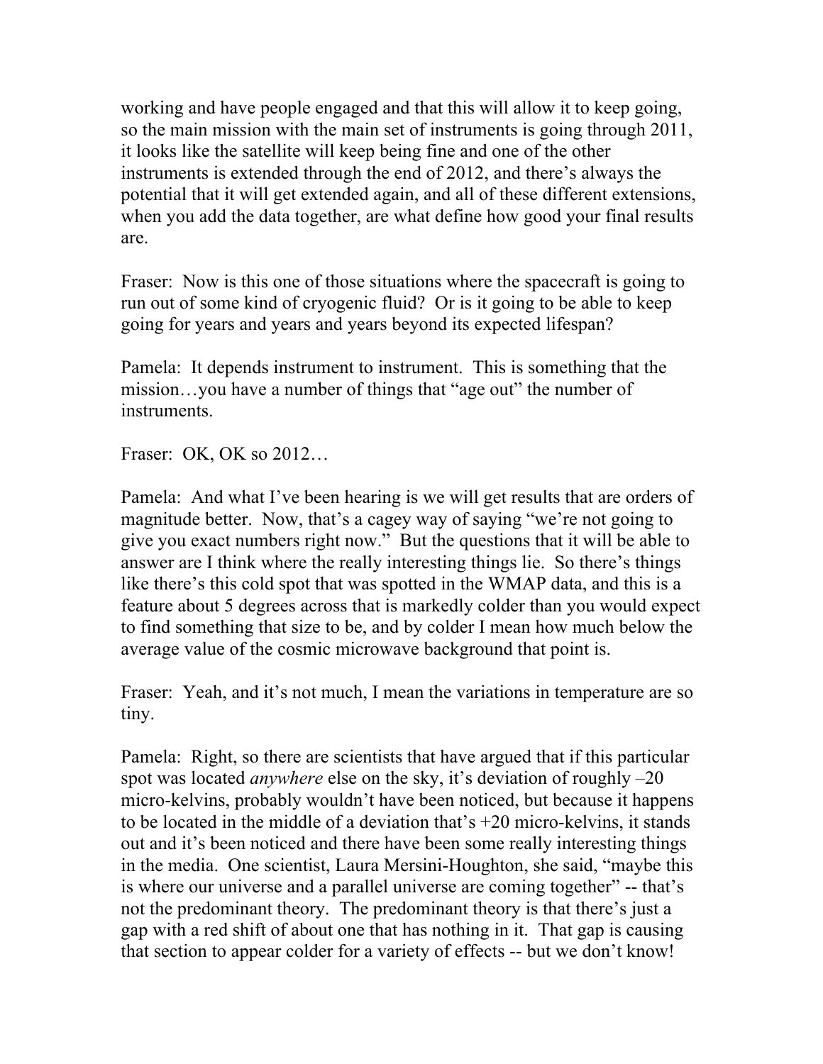working and have people engaged and that this will allow it to keep going, so the main mission with the main set of instruments is going through 2011, it looks like the satellite will keep being fine and one of the other instruments is extended through the end of 2012, and there's always the potential that it will get extended again, and all of these different extensions, when you add the data together, are what define how good your final results are.

Fraser: Now is this one of those situations where the spacecraft is going to run out of some kind of cryogenic fluid? Or is it going to be able to keep going for years and years and years beyond its expected lifespan?

Pamela: It depends instrument to instrument. This is something that the mission…you have a number of things that "age out" the number of instruments.

Fraser: OK, OK so 2012…

Pamela: And what I've been hearing is we will get results that are orders of magnitude better. Now, that's a cagey way of saying "we're not going to give you exact numbers right now." But the questions that it will be able to answer are I think where the really interesting things lie. So there's things like there's this cold spot that was spotted in the WMAP data, and this is a feature about 5 degrees across that is markedly colder than you would expect to find something that size to be, and by colder I mean how much below the average value of the cosmic microwave background that point is.

Fraser: Yeah, and it's not much, I mean the variations in temperature are so tiny.

Pamela: Right, so there are scientists that have argued that if this particular spot was located *anywhere* else on the sky, it's deviation of roughly –20 micro-kelvins, probably wouldn't have been noticed, but because it happens to be located in the middle of a deviation that's +20 micro-kelvins, it stands out and it's been noticed and there have been some really interesting things in the media. One scientist, Laura Mersini-Houghton, she said, "maybe this is where our universe and a parallel universe are coming together" -- that's not the predominant theory. The predominant theory is that there's just a gap with a red shift of about one that has nothing in it. That gap is causing that section to appear colder for a variety of effects -- but we don't know!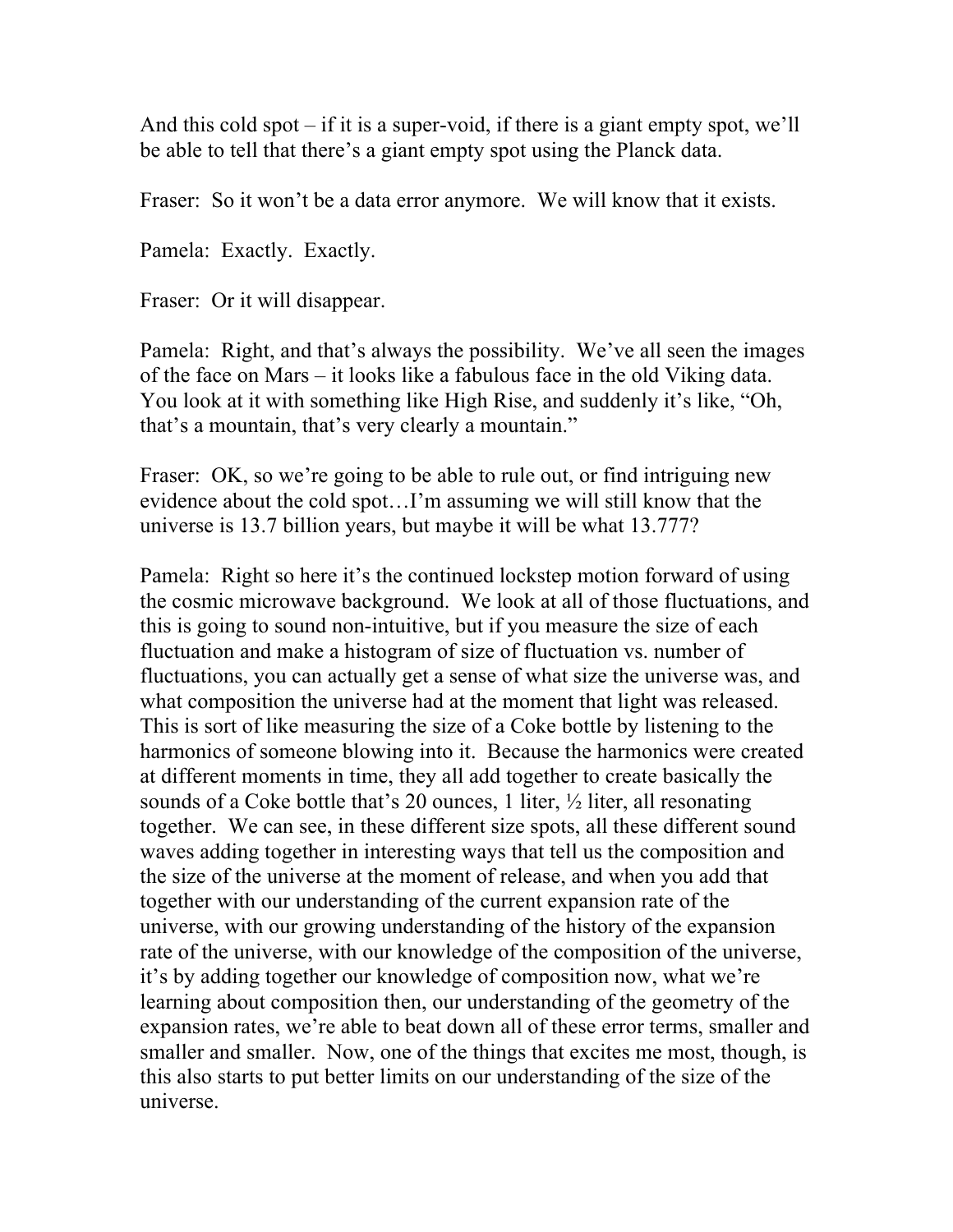And this cold spot – if it is a super-void, if there is a giant empty spot, we'll be able to tell that there's a giant empty spot using the Planck data.

Fraser: So it won't be a data error anymore. We will know that it exists.

Pamela: Exactly. Exactly.

Fraser: Or it will disappear.

Pamela: Right, and that's always the possibility. We've all seen the images of the face on Mars – it looks like a fabulous face in the old Viking data. You look at it with something like High Rise, and suddenly it's like, "Oh, that's a mountain, that's very clearly a mountain."

Fraser: OK, so we're going to be able to rule out, or find intriguing new evidence about the cold spot…I'm assuming we will still know that the universe is 13.7 billion years, but maybe it will be what 13.777?

Pamela: Right so here it's the continued lockstep motion forward of using the cosmic microwave background. We look at all of those fluctuations, and this is going to sound non-intuitive, but if you measure the size of each fluctuation and make a histogram of size of fluctuation vs. number of fluctuations, you can actually get a sense of what size the universe was, and what composition the universe had at the moment that light was released. This is sort of like measuring the size of a Coke bottle by listening to the harmonics of someone blowing into it. Because the harmonics were created at different moments in time, they all add together to create basically the sounds of a Coke bottle that's 20 ounces, 1 liter, ½ liter, all resonating together. We can see, in these different size spots, all these different sound waves adding together in interesting ways that tell us the composition and the size of the universe at the moment of release, and when you add that together with our understanding of the current expansion rate of the universe, with our growing understanding of the history of the expansion rate of the universe, with our knowledge of the composition of the universe, it's by adding together our knowledge of composition now, what we're learning about composition then, our understanding of the geometry of the expansion rates, we're able to beat down all of these error terms, smaller and smaller and smaller. Now, one of the things that excites me most, though, is this also starts to put better limits on our understanding of the size of the universe.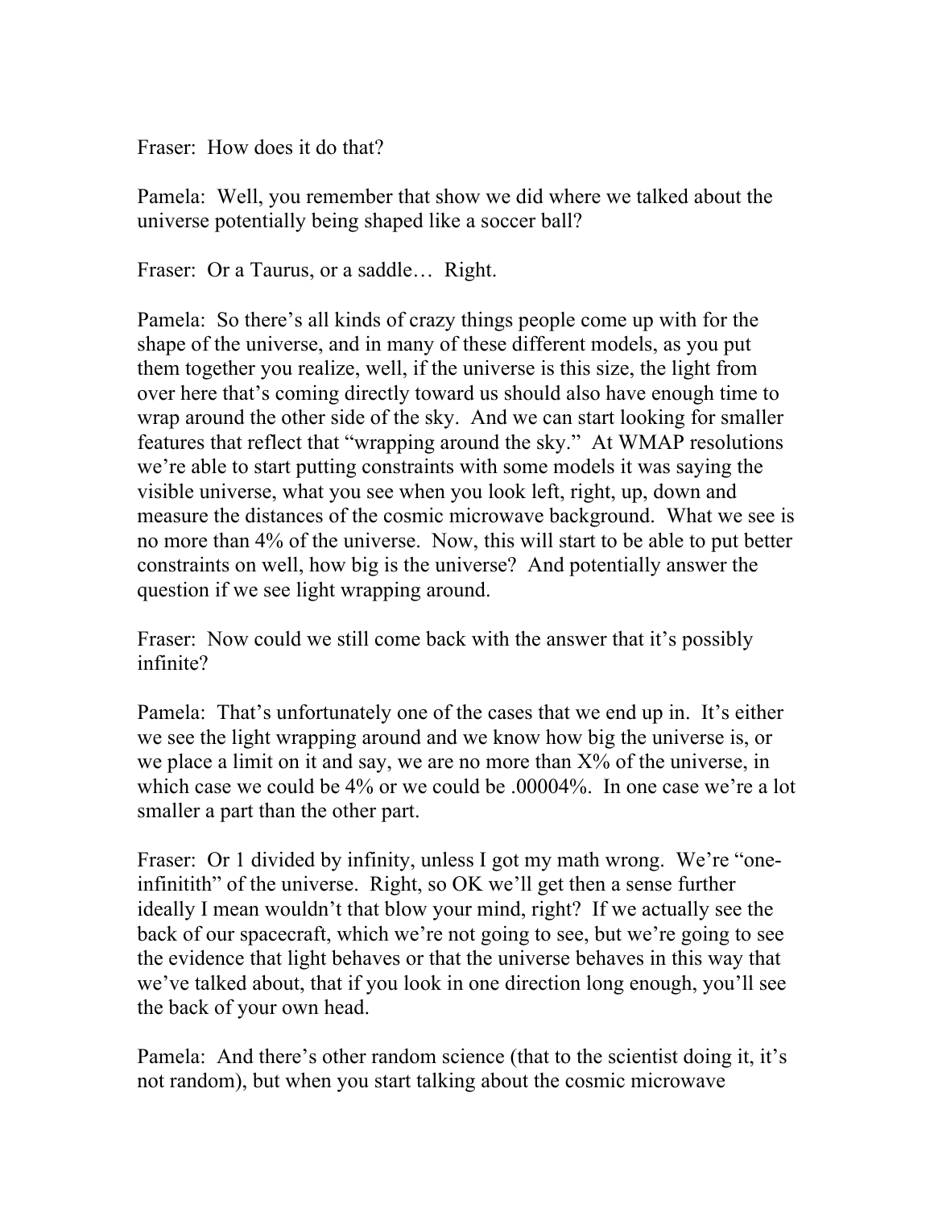Fraser: How does it do that?

Pamela: Well, you remember that show we did where we talked about the universe potentially being shaped like a soccer ball?

Fraser: Or a Taurus, or a saddle… Right.

Pamela: So there's all kinds of crazy things people come up with for the shape of the universe, and in many of these different models, as you put them together you realize, well, if the universe is this size, the light from over here that's coming directly toward us should also have enough time to wrap around the other side of the sky. And we can start looking for smaller features that reflect that "wrapping around the sky." At WMAP resolutions we're able to start putting constraints with some models it was saying the visible universe, what you see when you look left, right, up, down and measure the distances of the cosmic microwave background. What we see is no more than 4% of the universe. Now, this will start to be able to put better constraints on well, how big is the universe? And potentially answer the question if we see light wrapping around.

Fraser: Now could we still come back with the answer that it's possibly infinite?

Pamela: That's unfortunately one of the cases that we end up in. It's either we see the light wrapping around and we know how big the universe is, or we place a limit on it and say, we are no more than X% of the universe, in which case we could be 4% or we could be .00004%. In one case we're a lot smaller a part than the other part.

Fraser: Or 1 divided by infinity, unless I got my math wrong. We're "one-infinitith" of the universe. Right, so OK we'll get then a sense further ideally I mean wouldn't that blow your mind, right? If we actually see the back of our spacecraft, which we're not going to see, but we're going to see the evidence that light behaves or that the universe behaves in this way that we've talked about, that if you look in one direction long enough, you'll see the back of your own head.

Pamela: And there's other random science (that to the scientist doing it, it's not random), but when you start talking about the cosmic microwave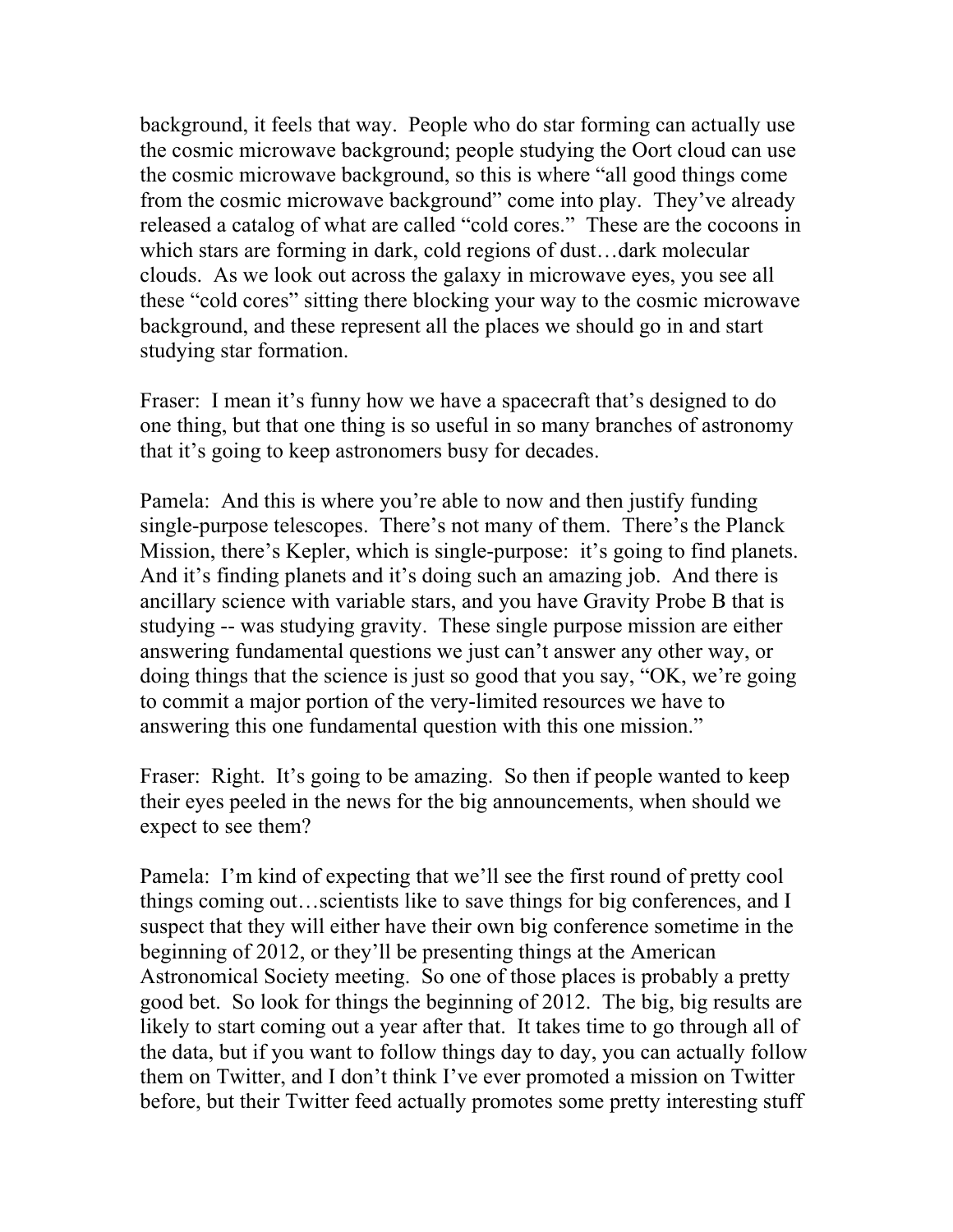background, it feels that way. People who do star forming can actually use the cosmic microwave background; people studying the Oort cloud can use the cosmic microwave background, so this is where "all good things come from the cosmic microwave background" come into play. They've already released a catalog of what are called "cold cores." These are the cocoons in which stars are forming in dark, cold regions of dust…dark molecular clouds. As we look out across the galaxy in microwave eyes, you see all these "cold cores" sitting there blocking your way to the cosmic microwave background, and these represent all the places we should go in and start studying star formation.

Fraser: I mean it's funny how we have a spacecraft that's designed to do one thing, but that one thing is so useful in so many branches of astronomy that it's going to keep astronomers busy for decades.

Pamela: And this is where you're able to now and then justify funding single-purpose telescopes. There's not many of them. There's the Planck Mission, there's Kepler, which is single-purpose: it's going to find planets. And it's finding planets and it's doing such an amazing job. And there is ancillary science with variable stars, and you have Gravity Probe B that is studying -- was studying gravity. These single purpose mission are either answering fundamental questions we just can't answer any other way, or doing things that the science is just so good that you say, "OK, we're going to commit a major portion of the very-limited resources we have to answering this one fundamental question with this one mission."

Fraser: Right. It's going to be amazing. So then if people wanted to keep their eyes peeled in the news for the big announcements, when should we expect to see them?

Pamela: I'm kind of expecting that we'll see the first round of pretty cool things coming out…scientists like to save things for big conferences, and I suspect that they will either have their own big conference sometime in the beginning of 2012, or they'll be presenting things at the American Astronomical Society meeting. So one of those places is probably a pretty good bet. So look for things the beginning of 2012. The big, big results are likely to start coming out a year after that. It takes time to go through all of the data, but if you want to follow things day to day, you can actually follow them on Twitter, and I don't think I've ever promoted a mission on Twitter before, but their Twitter feed actually promotes some pretty interesting stuff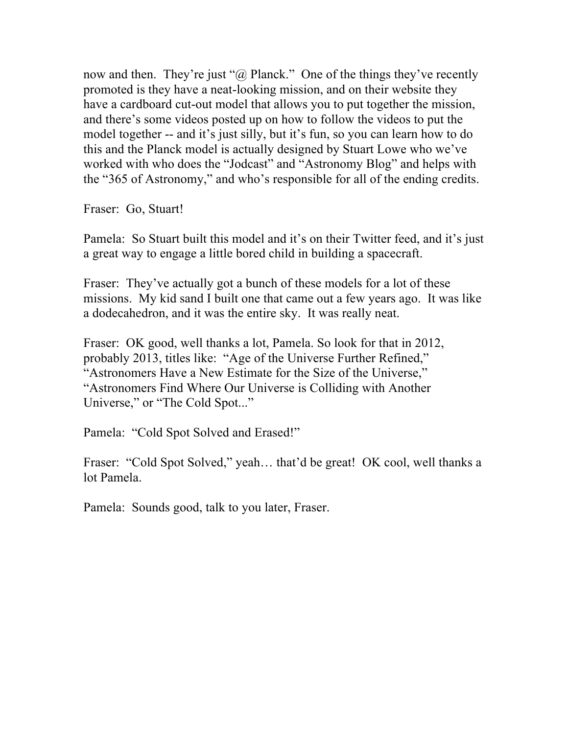now and then. They're just "@ Planck." One of the things they've recently promoted is they have a neat-looking mission, and on their website they have a cardboard cut-out model that allows you to put together the mission, and there's some videos posted up on how to follow the videos to put the model together -- and it's just silly, but it's fun, so you can learn how to do this and the Planck model is actually designed by Stuart Lowe who we've worked with who does the "Jodcast" and "Astronomy Blog" and helps with the "365 of Astronomy," and who's responsible for all of the ending credits.

Fraser: Go, Stuart!

Pamela: So Stuart built this model and it's on their Twitter feed, and it's just a great way to engage a little bored child in building a spacecraft.

Fraser: They've actually got a bunch of these models for a lot of these missions. My kid sand I built one that came out a few years ago. It was like a dodecahedron, and it was the entire sky. It was really neat.

Fraser: OK good, well thanks a lot, Pamela. So look for that in 2012, probably 2013, titles like: "Age of the Universe Further Refined," "Astronomers Have a New Estimate for the Size of the Universe," "Astronomers Find Where Our Universe is Colliding with Another Universe," or "The Cold Spot..."

Pamela: "Cold Spot Solved and Erased!"

Fraser: "Cold Spot Solved," yeah… that'd be great! OK cool, well thanks a lot Pamela.

Pamela: Sounds good, talk to you later, Fraser.